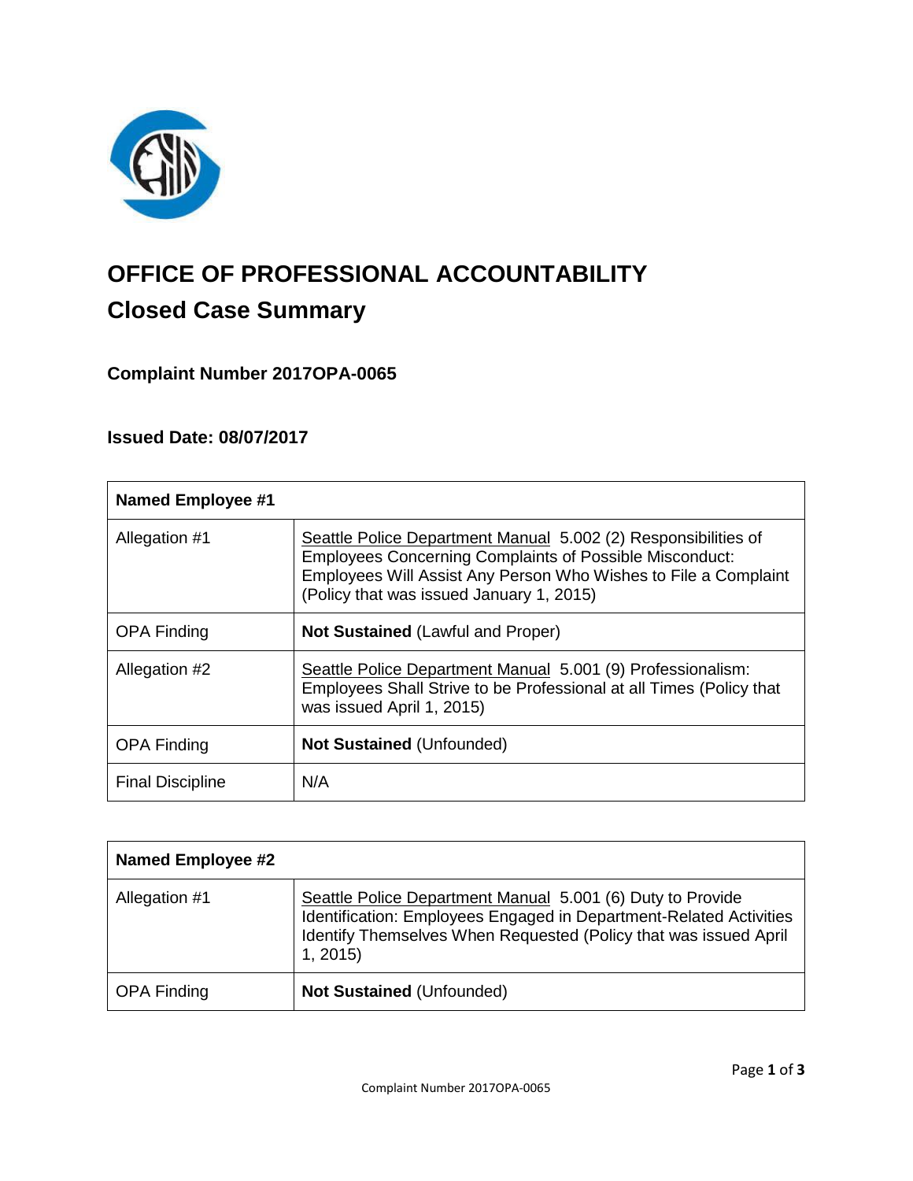# OFFICE OF PROFESSIONAL ACCOUNTABILITY

## Closed Case Summary

### Complaint Number 2017OPA-0065

### Issued Date: 08/07/2017

| **Named Employee #1** | |
|---|---|
| Allegation #1 | Seattle Police Department Manual 5.002 (2) Responsibilities of Employees Concerning Complaints of Possible Misconduct: Employees Will Assist Any Person Who Wishes to File a Complaint (Policy that was issued January 1, 2015) |
| OPA Finding | **Not Sustained** (Lawful and Proper) |
| Allegation #2 | Seattle Police Department Manual 5.001 (9) Professionalism: Employees Shall Strive to be Professional at all Times (Policy that was issued April 1, 2015) |
| OPA Finding | **Not Sustained** (Unfounded) |
| Final Discipline | N/A |

| **Named Employee #2** | |
|---|---|
| Allegation #1 | Seattle Police Department Manual 5.001 (6) Duty to Provide Identification: Employees Engaged in Department-Related Activities Identify Themselves When Requested (Policy that was issued April 1, 2015) |
| OPA Finding | **Not Sustained** (Unfounded) |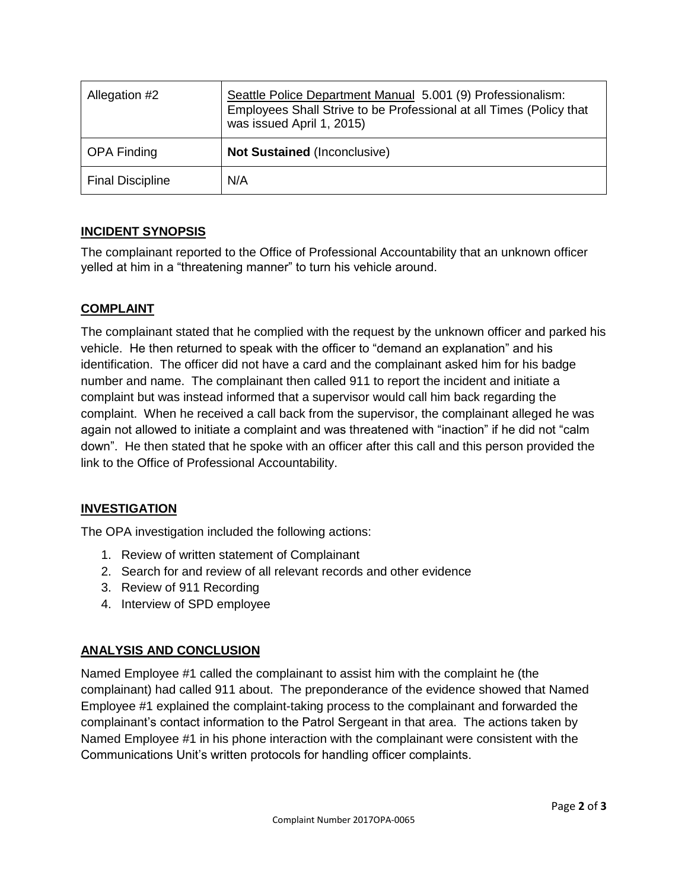| Allegation #2 | Seattle Police Department Manual 5.001 (9) Professionalism: Employees Shall Strive to be Professional at all Times (Policy that was issued April 1, 2015) |
|---|---|
| OPA Finding | **Not Sustained** (Inconclusive) |
| Final Discipline | N/A |

## INCIDENT SYNOPSIS

The complainant reported to the Office of Professional Accountability that an unknown officer yelled at him in a "threatening manner" to turn his vehicle around.

## COMPLAINT

The complainant stated that he complied with the request by the unknown officer and parked his vehicle. He then returned to speak with the officer to "demand an explanation" and his identification. The officer did not have a card and the complainant asked him for his badge number and name. The complainant then called 911 to report the incident and initiate a complaint but was instead informed that a supervisor would call him back regarding the complaint. When he received a call back from the supervisor, the complainant alleged he was again not allowed to initiate a complaint and was threatened with "inaction" if he did not "calm down". He then stated that he spoke with an officer after this call and this person provided the link to the Office of Professional Accountability.

## INVESTIGATION

The OPA investigation included the following actions:

1. Review of written statement of Complainant
2. Search for and review of all relevant records and other evidence
3. Review of 911 Recording
4. Interview of SPD employee

## ANALYSIS AND CONCLUSION

Named Employee #1 called the complainant to assist him with the complaint he (the complainant) had called 911 about. The preponderance of the evidence showed that Named Employee #1 explained the complaint-taking process to the complainant and forwarded the complainant's contact information to the Patrol Sergeant in that area. The actions taken by Named Employee #1 in his phone interaction with the complainant were consistent with the Communications Unit's written protocols for handling officer complaints.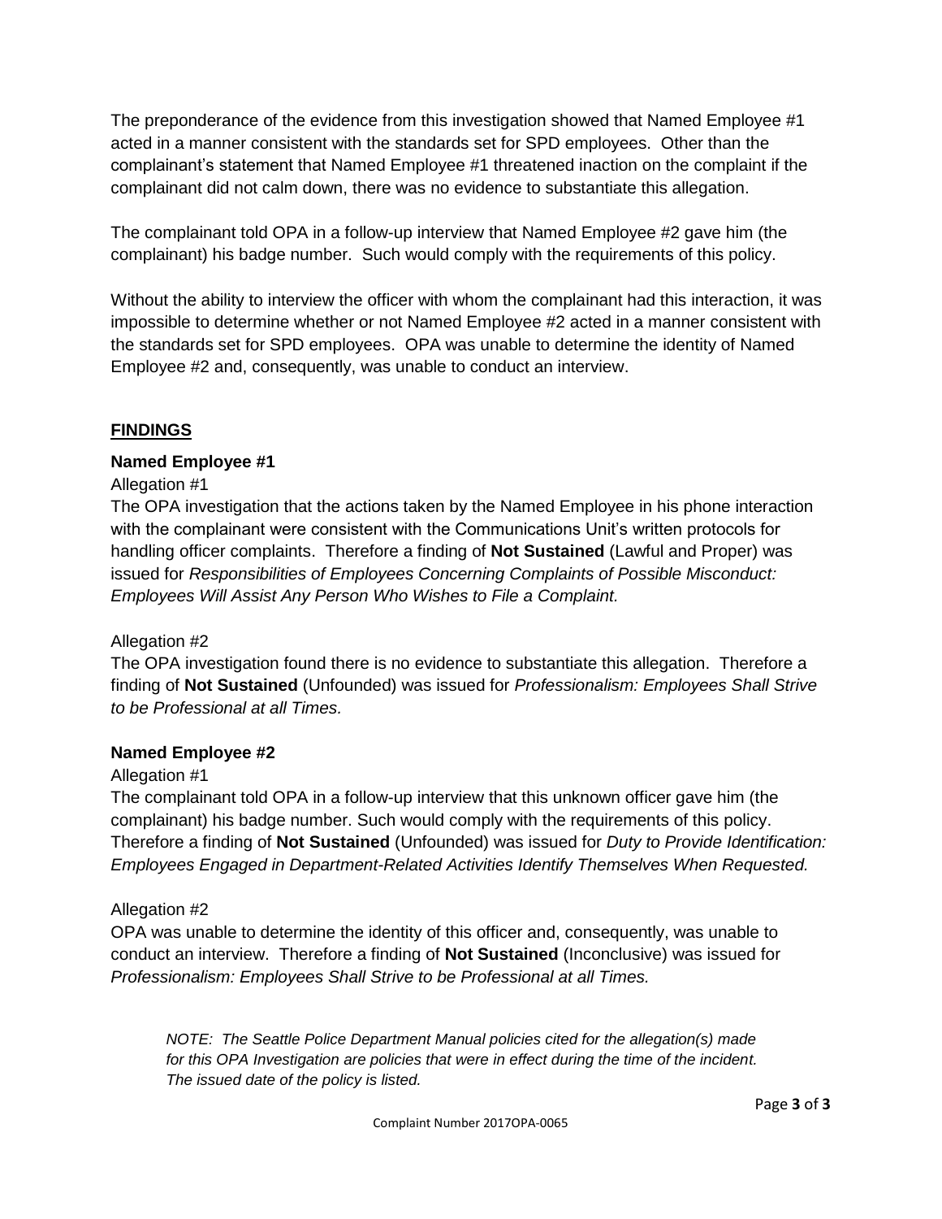The preponderance of the evidence from this investigation showed that Named Employee #1 acted in a manner consistent with the standards set for SPD employees. Other than the complainant's statement that Named Employee #1 threatened inaction on the complaint if the complainant did not calm down, there was no evidence to substantiate this allegation.

The complainant told OPA in a follow-up interview that Named Employee #2 gave him (the complainant) his badge number. Such would comply with the requirements of this policy.

Without the ability to interview the officer with whom the complainant had this interaction, it was impossible to determine whether or not Named Employee #2 acted in a manner consistent with the standards set for SPD employees. OPA was unable to determine the identity of Named Employee #2 and, consequently, was unable to conduct an interview.

## FINDINGS

**Named Employee #1**

Allegation #1

The OPA investigation that the actions taken by the Named Employee in his phone interaction with the complainant were consistent with the Communications Unit's written protocols for handling officer complaints. Therefore a finding of **Not Sustained** (Lawful and Proper) was issued for *Responsibilities of Employees Concerning Complaints of Possible Misconduct: Employees Will Assist Any Person Who Wishes to File a Complaint.*

Allegation #2

The OPA investigation found there is no evidence to substantiate this allegation. Therefore a finding of **Not Sustained** (Unfounded) was issued for *Professionalism: Employees Shall Strive to be Professional at all Times.*

**Named Employee #2**

Allegation #1

The complainant told OPA in a follow-up interview that this unknown officer gave him (the complainant) his badge number. Such would comply with the requirements of this policy. Therefore a finding of **Not Sustained** (Unfounded) was issued for *Duty to Provide Identification: Employees Engaged in Department-Related Activities Identify Themselves When Requested.*

Allegation #2

OPA was unable to determine the identity of this officer and, consequently, was unable to conduct an interview. Therefore a finding of **Not Sustained** (Inconclusive) was issued for *Professionalism: Employees Shall Strive to be Professional at all Times.*

*NOTE: The Seattle Police Department Manual policies cited for the allegation(s) made for this OPA Investigation are policies that were in effect during the time of the incident. The issued date of the policy is listed.*

Complaint Number 2017OPA-0065